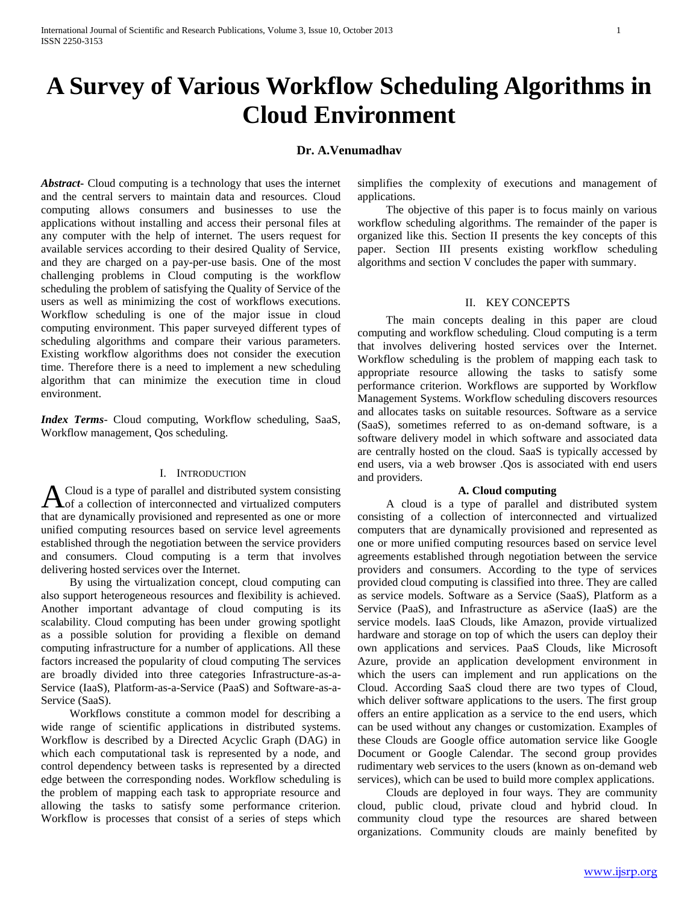# A Survey of Various Workflow Scheduling Algorithms in Cloud Environment

**Dr. A.Venumadhav**

***Abstract***- Cloud computing is a technology that uses the internet and the central servers to maintain data and resources. Cloud computing allows consumers and businesses to use the applications without installing and access their personal files at any computer with the help of internet. The users request for available services according to their desired Quality of Service, and they are charged on a pay-per-use basis. One of the most challenging problems in Cloud computing is the workflow scheduling the problem of satisfying the Quality of Service of the users as well as minimizing the cost of workflows executions. Workflow scheduling is one of the major issue in cloud computing environment. This paper surveyed different types of scheduling algorithms and compare their various parameters. Existing workflow algorithms does not consider the execution time. Therefore there is a need to implement a new scheduling algorithm that can minimize the execution time in cloud environment.

***Index Terms***- Cloud computing, Workflow scheduling, SaaS, Workflow management, Qos scheduling.

## I. Introduction

A Cloud is a type of parallel and distributed system consisting of a collection of interconnected and virtualized computers that are dynamically provisioned and represented as one or more unified computing resources based on service level agreements established through the negotiation between the service providers and consumers. Cloud computing is a term that involves delivering hosted services over the Internet.

By using the virtualization concept, cloud computing can also support heterogeneous resources and flexibility is achieved. Another important advantage of cloud computing is its scalability. Cloud computing has been under growing spotlight as a possible solution for providing a flexible on demand computing infrastructure for a number of applications. All these factors increased the popularity of cloud computing The services are broadly divided into three categories Infrastructure-as-a-Service (IaaS), Platform-as-a-Service (PaaS) and Software-as-a-Service (SaaS).

Workflows constitute a common model for describing a wide range of scientific applications in distributed systems. Workflow is described by a Directed Acyclic Graph (DAG) in which each computational task is represented by a node, and control dependency between tasks is represented by a directed edge between the corresponding nodes. Workflow scheduling is the problem of mapping each task to appropriate resource and allowing the tasks to satisfy some performance criterion. Workflow is processes that consist of a series of steps which simplifies the complexity of executions and management of applications.

The objective of this paper is to focus mainly on various workflow scheduling algorithms. The remainder of the paper is organized like this. Section II presents the key concepts of this paper. Section III presents existing workflow scheduling algorithms and section V concludes the paper with summary.

## II. Key Concepts

The main concepts dealing in this paper are cloud computing and workflow scheduling. Cloud computing is a term that involves delivering hosted services over the Internet. Workflow scheduling is the problem of mapping each task to appropriate resource allowing the tasks to satisfy some performance criterion. Workflows are supported by Workflow Management Systems. Workflow scheduling discovers resources and allocates tasks on suitable resources. Software as a service (SaaS), sometimes referred to as on-demand software, is a software delivery model in which software and associated data are centrally hosted on the cloud. SaaS is typically accessed by end users, via a web browser .Qos is associated with end users and providers.

### A. Cloud computing

A cloud is a type of parallel and distributed system consisting of a collection of interconnected and virtualized computers that are dynamically provisioned and represented as one or more unified computing resources based on service level agreements established through negotiation between the service providers and consumers. According to the type of services provided cloud computing is classified into three. They are called as service models. Software as a Service (SaaS), Platform as a Service (PaaS), and Infrastructure as aService (IaaS) are the service models. IaaS Clouds, like Amazon, provide virtualized hardware and storage on top of which the users can deploy their own applications and services. PaaS Clouds, like Microsoft Azure, provide an application development environment in which the users can implement and run applications on the Cloud. According SaaS cloud there are two types of Cloud, which deliver software applications to the users. The first group offers an entire application as a service to the end users, which can be used without any changes or customization. Examples of these Clouds are Google office automation service like Google Document or Google Calendar. The second group provides rudimentary web services to the users (known as on-demand web services), which can be used to build more complex applications.

Clouds are deployed in four ways. They are community cloud, public cloud, private cloud and hybrid cloud. In community cloud type the resources are shared between organizations. Community clouds are mainly benefited by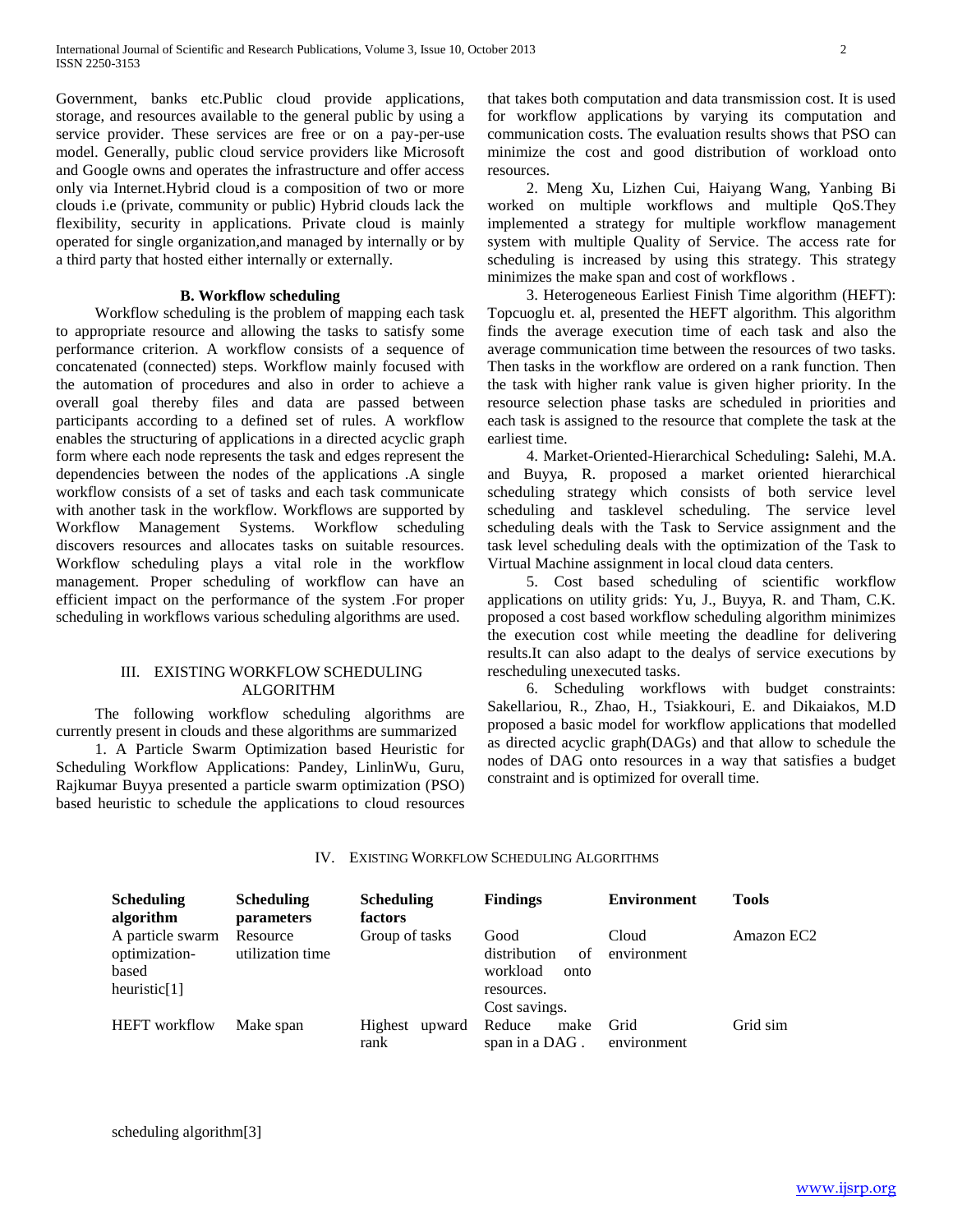Government, banks etc.Public cloud provide applications, storage, and resources available to the general public by using a service provider. These services are free or on a pay-per-use model. Generally, public cloud service providers like Microsoft and Google owns and operates the infrastructure and offer access only via Internet.Hybrid cloud is a composition of two or more clouds i.e (private, community or public) Hybrid clouds lack the flexibility, security in applications. Private cloud is mainly operated for single organization,and managed by internally or by a third party that hosted either internally or externally.

### B. Workflow scheduling

Workflow scheduling is the problem of mapping each task to appropriate resource and allowing the tasks to satisfy some performance criterion. A workflow consists of a sequence of concatenated (connected) steps. Workflow mainly focused with the automation of procedures and also in order to achieve a overall goal thereby files and data are passed between participants according to a defined set of rules. A workflow enables the structuring of applications in a directed acyclic graph form where each node represents the task and edges represent the dependencies between the nodes of the applications .A single workflow consists of a set of tasks and each task communicate with another task in the workflow. Workflows are supported by Workflow Management Systems. Workflow scheduling discovers resources and allocates tasks on suitable resources. Workflow scheduling plays a vital role in the workflow management. Proper scheduling of workflow can have an efficient impact on the performance of the system .For proper scheduling in workflows various scheduling algorithms are used.

## III. EXISTING WORKFLOW SCHEDULING ALGORITHM

The following workflow scheduling algorithms are currently present in clouds and these algorithms are summarized

1. A Particle Swarm Optimization based Heuristic for Scheduling Workflow Applications: Pandey, LinlinWu, Guru, Rajkumar Buyya presented a particle swarm optimization (PSO) based heuristic to schedule the applications to cloud resources that takes both computation and data transmission cost. It is used for workflow applications by varying its computation and communication costs. The evaluation results shows that PSO can minimize the cost and good distribution of workload onto resources.

2. Meng Xu, Lizhen Cui, Haiyang Wang, Yanbing Bi worked on multiple workflows and multiple QoS.They implemented a strategy for multiple workflow management system with multiple Quality of Service. The access rate for scheduling is increased by using this strategy. This strategy minimizes the make span and cost of workflows .

3. Heterogeneous Earliest Finish Time algorithm (HEFT): Topcuoglu et. al, presented the HEFT algorithm. This algorithm finds the average execution time of each task and also the average communication time between the resources of two tasks. Then tasks in the workflow are ordered on a rank function. Then the task with higher rank value is given higher priority. In the resource selection phase tasks are scheduled in priorities and each task is assigned to the resource that complete the task at the earliest time.

4. Market-Oriented-Hierarchical Scheduling**:** Salehi, M.A. and Buyya, R. proposed a market oriented hierarchical scheduling strategy which consists of both service level scheduling and tasklevel scheduling. The service level scheduling deals with the Task to Service assignment and the task level scheduling deals with the optimization of the Task to Virtual Machine assignment in local cloud data centers.

5. Cost based scheduling of scientific workflow applications on utility grids: Yu, J., Buyya, R. and Tham, C.K. proposed a cost based workflow scheduling algorithm minimizes the execution cost while meeting the deadline for delivering results.It can also adapt to the dealys of service executions by rescheduling unexecuted tasks.

6. Scheduling workflows with budget constraints: Sakellariou, R., Zhao, H., Tsiakkouri, E. and Dikaiakos, M.D proposed a basic model for workflow applications that modelled as directed acyclic graph(DAGs) and that allow to schedule the nodes of DAG onto resources in a way that satisfies a budget constraint and is optimized for overall time.

## IV. EXISTING WORKFLOW SCHEDULING ALGORITHMS

| Scheduling algorithm | Scheduling parameters | Scheduling factors | Findings | Environment | Tools |
|---|---|---|---|---|---|
| A particle swarm optimization-based heuristic[1] | Resource utilization time | Group of tasks | Good distribution of workload onto resources. Cost savings. | Cloud environment | Amazon EC2 |
| HEFT workflow scheduling algorithm[3] | Make span | Highest upward rank | Reduce make span in a DAG . | Grid environment | Grid sim |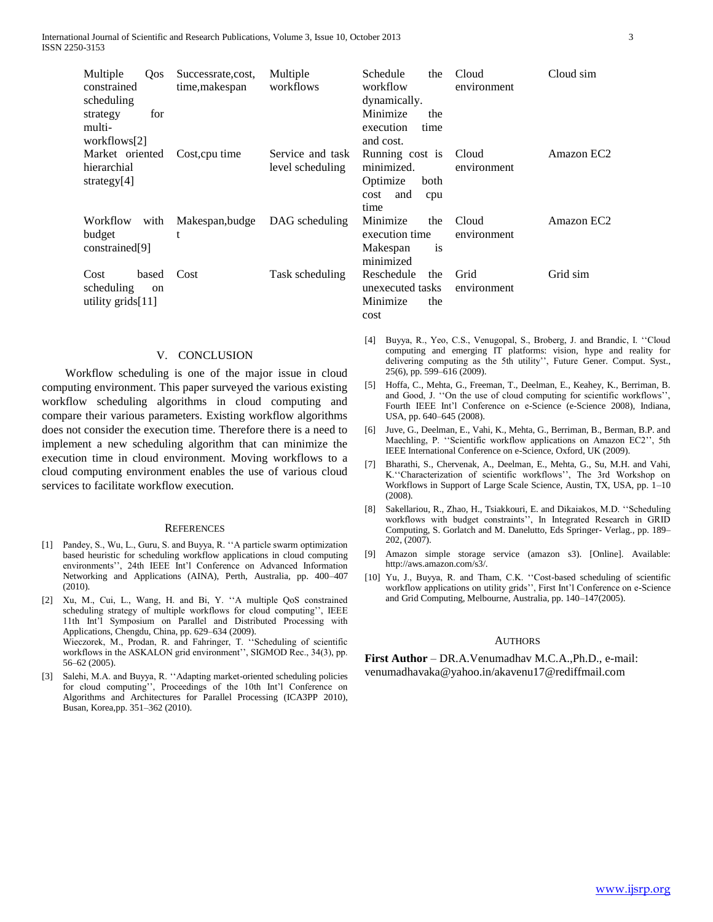| | | | | | |
|---|---|---|---|---|---|
| Multiple Qos constrained scheduling strategy for multi-workflows[2] | Successrate,cost, time,makespan | Multiple workflows | Schedule the workflow dynamically. Minimize the execution time and cost. | Cloud environment | Cloud sim |
| Market oriented hierarchial strategy[4] | Cost,cpu time | Service and task level scheduling | Running cost is minimized. Optimize both cost and cpu time | Cloud environment | Amazon EC2 |
| Workflow with budget constrained[9] | Makespan,budget | DAG scheduling | Minimize the execution time Makespan is minimized | Cloud environment | Amazon EC2 |
| Cost based scheduling on utility grids[11] | Cost | Task scheduling | Reschedule the unexecuted tasks Minimize the cost | Grid environment | Grid sim |

## V. CONCLUSION

Workflow scheduling is one of the major issue in cloud computing environment. This paper surveyed the various existing workflow scheduling algorithms in cloud computing and compare their various parameters. Existing workflow algorithms does not consider the execution time. Therefore there is a need to implement a new scheduling algorithm that can minimize the execution time in cloud environment. Moving workflows to a cloud computing environment enables the use of various cloud services to facilitate workflow execution.

## REFERENCES

[1] Pandey, S., Wu, L., Guru, S. and Buyya, R. ''A particle swarm optimization based heuristic for scheduling workflow applications in cloud computing environments'', 24th IEEE Int'l Conference on Advanced Information Networking and Applications (AINA), Perth, Australia, pp. 400–407 (2010).

[2] Xu, M., Cui, L., Wang, H. and Bi, Y. ''A multiple QoS constrained scheduling strategy of multiple workflows for cloud computing'', IEEE 11th Int'l Symposium on Parallel and Distributed Processing with Applications, Chengdu, China, pp. 629–634 (2009).
Wieczorek, M., Prodan, R. and Fahringer, T. ''Scheduling of scientific workflows in the ASKALON grid environment'', SIGMOD Rec., 34(3), pp. 56–62 (2005).

[3] Salehi, M.A. and Buyya, R. ''Adapting market-oriented scheduling policies for cloud computing'', Proceedings of the 10th Int'l Conference on Algorithms and Architectures for Parallel Processing (ICA3PP 2010), Busan, Korea,pp. 351–362 (2010).

[4] Buyya, R., Yeo, C.S., Venugopal, S., Broberg, J. and Brandic, I. ''Cloud computing and emerging IT platforms: vision, hype and reality for delivering computing as the 5th utility'', Future Gener. Comput. Syst., 25(6), pp. 599–616 (2009).

[5] Hoffa, C., Mehta, G., Freeman, T., Deelman, E., Keahey, K., Berriman, B. and Good, J. ''On the use of cloud computing for scientific workflows'', Fourth IEEE Int'l Conference on e-Science (e-Science 2008), Indiana, USA, pp. 640–645 (2008).

[6] Juve, G., Deelman, E., Vahi, K., Mehta, G., Berriman, B., Berman, B.P. and Maechling, P. ''Scientific workflow applications on Amazon EC2'', 5th IEEE International Conference on e-Science, Oxford, UK (2009).

[7] Bharathi, S., Chervenak, A., Deelman, E., Mehta, G., Su, M.H. and Vahi, K.''Characterization of scientific workflows'', The 3rd Workshop on Workflows in Support of Large Scale Science, Austin, TX, USA, pp. 1–10 (2008).

[8] Sakellariou, R., Zhao, H., Tsiakkouri, E. and Dikaiakos, M.D. ''Scheduling workflows with budget constraints'', In Integrated Research in GRID Computing, S. Gorlatch and M. Danelutto, Eds Springer- Verlag., pp. 189–202, (2007).

[9] Amazon simple storage service (amazon s3). [Online]. Available: http://aws.amazon.com/s3/.

[10] Yu, J., Buyya, R. and Tham, C.K. ''Cost-based scheduling of scientific workflow applications on utility grids'', First Int'l Conference on e-Science and Grid Computing, Melbourne, Australia, pp. 140–147(2005).

## AUTHORS

**First Author** – DR.A.Venumadhav M.C.A.,Ph.D., e-mail: venumadhavaka@yahoo.in/akavenu17@rediffmail.com